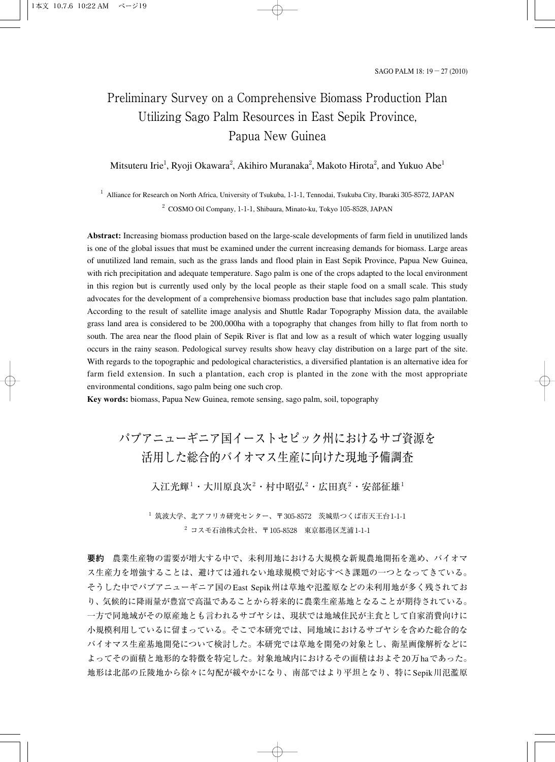# Preliminary Survey on a Comprehensive Biomass Production Plan Utilizing Sago Palm Resources in East Sepik Province, Papua New Guinea

Mitsuteru Irie[1], Ryoji Okawara[2], Akihiro Muranaka[2], Makoto Hirota[2], and Yukuo Abe[1]

[1] Alliance for Research on North Africa, University of Tsukuba, 1-1-1, Tennodai, Tsukuba City, Ibaraki 305-8572, JAPAN

[2] COSMO Oil Company, 1-1-1, Shibaura, Minato-ku, Tokyo 105-8528, JAPAN

**Abstract:** Increasing biomass production based on the large-scale developments of farm field in unutilized lands is one of the global issues that must be examined under the current increasing demands for biomass. Large areas of unutilized land remain, such as the grass lands and flood plain in East Sepik Province, Papua New Guinea, with rich precipitation and adequate temperature. Sago palm is one of the crops adapted to the local environment in this region but is currently used only by the local people as their staple food on a small scale. This study advocates for the development of a comprehensive biomass production base that includes sago palm plantation. According to the result of satellite image analysis and Shuttle Radar Topography Mission data, the available grass land area is considered to be 200,000ha with a topography that changes from hilly to flat from north to south. The area near the flood plain of Sepik River is flat and low as a result of which water logging usually occurs in the rainy season. Pedological survey results show heavy clay distribution on a large part of the site. With regards to the topographic and pedological characteristics, a diversified plantation is an alternative idea for farm field extension. In such a plantation, each crop is planted in the zone with the most appropriate environmental conditions, sago palm being one such crop.

**Key words:** biomass, Papua New Guinea, remote sensing, sago palm, soil, topography

# パプアニューギニア国イーストセピック州におけるサゴ資源を活用した総合的バイオマス生産に向けた現地予備調査

入江光輝[1]・大川原良次[2]・村中昭弘[2]・広田真[2]・安部征雄[1]

[1] 筑波大学、北アフリカ研究センター、〒305-8572　茨城県つくば市天王台1-1-1

[2] コスモ石油株式会社、〒105-8528　東京都港区芝浦1-1-1

**要約**　農業生産物の需要が増大する中で、未利用地における大規模な新規農地開拓を進め、バイオマス生産力を増強することは、避けては通れない地球規模で対応すべき課題の一つとなってきている。そうした中でパプアニューギニア国のEast Sepik州は草地や氾濫原などの未利用地が多く残されており、気候的に降雨量が豊富で高温であることから将来的に農業生産基地となることが期待されている。一方で同地域がその原産地とも言われるサゴヤシは、現状では地域住民が主食として自家消費向けに小規模利用しているに留まっている。そこで本研究では、同地域におけるサゴヤシを含めた総合的なバイオマス生産基地開発について検討した。本研究では草地を開発の対象とし、衛星画像解析などによってその面積と地形的な特徴を特定した。対象地域内におけるその面積はおよそ20万haであった。地形は北部の丘陵地から徐々に勾配が緩やかになり、南部ではより平坦となり、特にSepik川氾濫原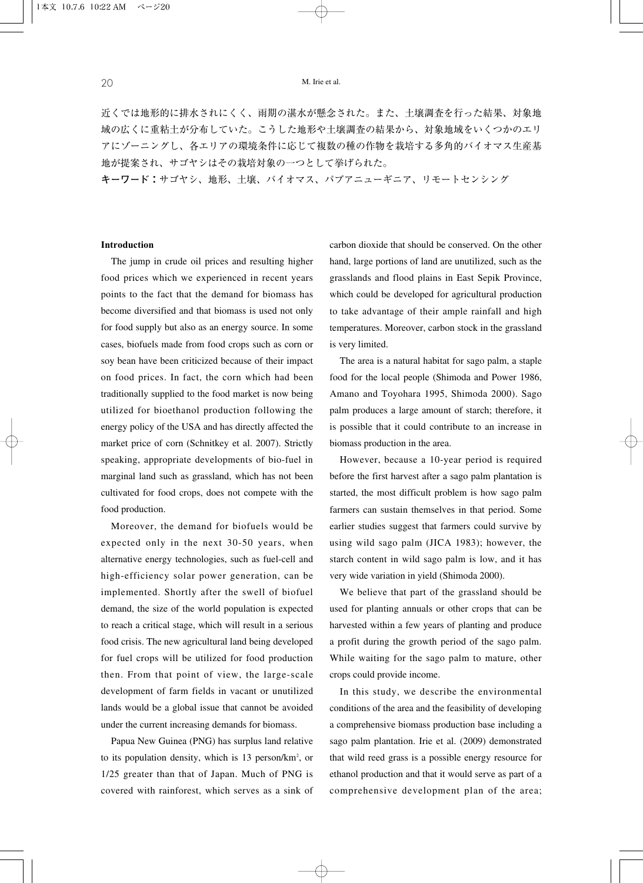近くでは地形的に排水されにくく、雨期の湛水が懸念された。また、土壌調査を行った結果、対象地域の広くに重粘土が分布していた。こうした地形や土壌調査の結果から、対象地域をいくつかのエリアにゾーニングし、各エリアの環境条件に応じて複数の種の作物を栽培する多角的バイオマス生産基地が提案され、サゴヤシはその栽培対象の一つとして挙げられた。

**キーワード：**サゴヤシ、地形、土壌、バイオマス、パプアニューギニア、リモートセンシング

**Introduction**

The jump in crude oil prices and resulting higher food prices which we experienced in recent years points to the fact that the demand for biomass has become diversified and that biomass is used not only for food supply but also as an energy source. In some cases, biofuels made from food crops such as corn or soy bean have been criticized because of their impact on food prices. In fact, the corn which had been traditionally supplied to the food market is now being utilized for bioethanol production following the energy policy of the USA and has directly affected the market price of corn (Schnitkey et al. 2007). Strictly speaking, appropriate developments of bio-fuel in marginal land such as grassland, which has not been cultivated for food crops, does not compete with the food production.

Moreover, the demand for biofuels would be expected only in the next 30-50 years, when alternative energy technologies, such as fuel-cell and high-efficiency solar power generation, can be implemented. Shortly after the swell of biofuel demand, the size of the world population is expected to reach a critical stage, which will result in a serious food crisis. The new agricultural land being developed for fuel crops will be utilized for food production then. From that point of view, the large-scale development of farm fields in vacant or unutilized lands would be a global issue that cannot be avoided under the current increasing demands for biomass.

Papua New Guinea (PNG) has surplus land relative to its population density, which is 13 person/km$^2$, or 1/25 greater than that of Japan. Much of PNG is covered with rainforest, which serves as a sink of carbon dioxide that should be conserved. On the other hand, large portions of land are unutilized, such as the grasslands and flood plains in East Sepik Province, which could be developed for agricultural production to take advantage of their ample rainfall and high temperatures. Moreover, carbon stock in the grassland is very limited.

The area is a natural habitat for sago palm, a staple food for the local people (Shimoda and Power 1986, Amano and Toyohara 1995, Shimoda 2000). Sago palm produces a large amount of starch; therefore, it is possible that it could contribute to an increase in biomass production in the area.

However, because a 10-year period is required before the first harvest after a sago palm plantation is started, the most difficult problem is how sago palm farmers can sustain themselves in that period. Some earlier studies suggest that farmers could survive by using wild sago palm (JICA 1983); however, the starch content in wild sago palm is low, and it has very wide variation in yield (Shimoda 2000).

We believe that part of the grassland should be used for planting annuals or other crops that can be harvested within a few years of planting and produce a profit during the growth period of the sago palm. While waiting for the sago palm to mature, other crops could provide income.

In this study, we describe the environmental conditions of the area and the feasibility of developing a comprehensive biomass production base including a sago palm plantation. Irie et al. (2009) demonstrated that wild reed grass is a possible energy resource for ethanol production and that it would serve as part of a comprehensive development plan of the area;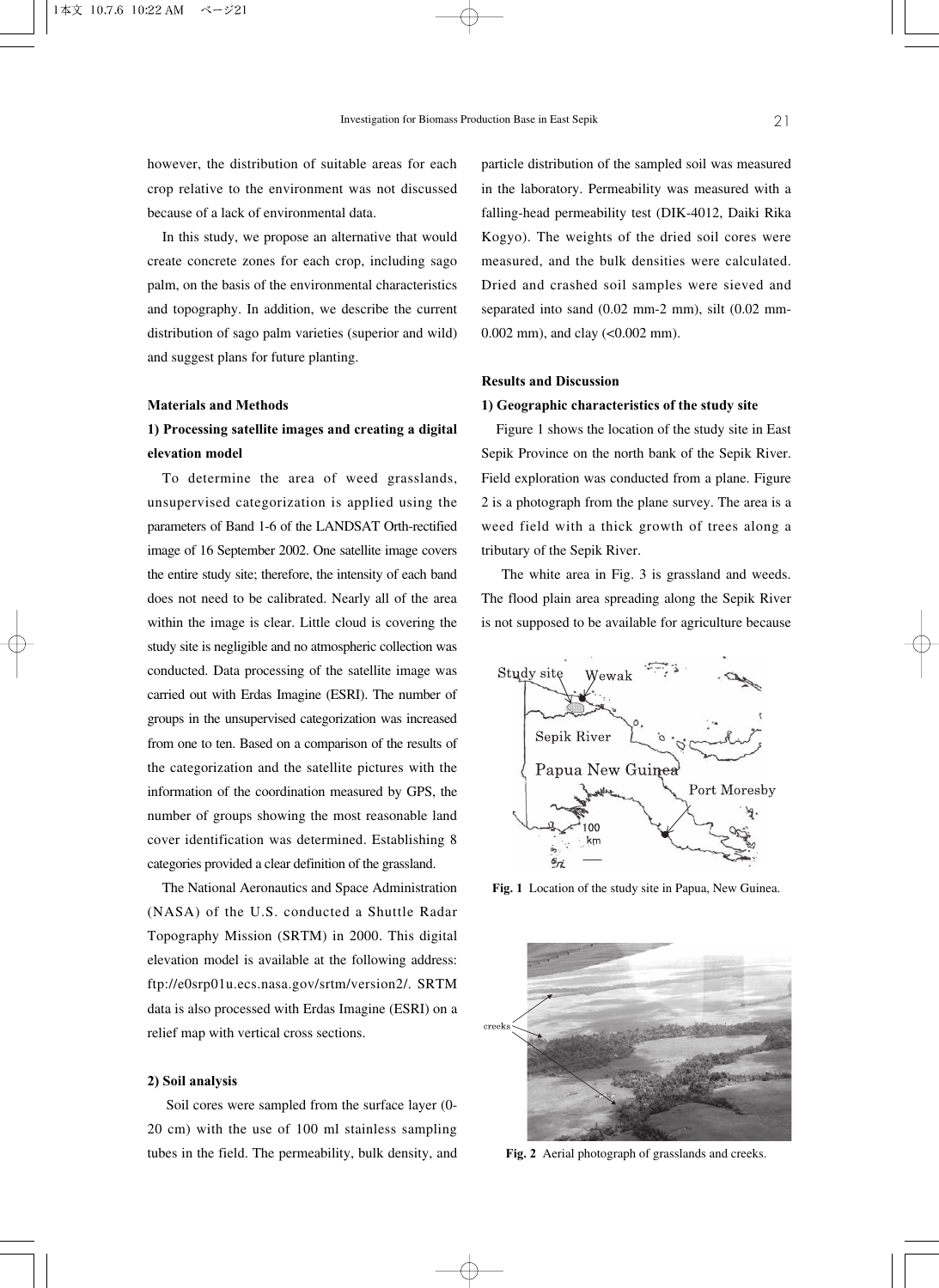however, the distribution of suitable areas for each crop relative to the environment was not discussed because of a lack of environmental data.

In this study, we propose an alternative that would create concrete zones for each crop, including sago palm, on the basis of the environmental characteristics and topography. In addition, we describe the current distribution of sago palm varieties (superior and wild) and suggest plans for future planting.

## Materials and Methods

### 1) Processing satellite images and creating a digital elevation model

To determine the area of weed grasslands, unsupervised categorization is applied using the parameters of Band 1-6 of the LANDSAT Orth-rectified image of 16 September 2002. One satellite image covers the entire study site; therefore, the intensity of each band does not need to be calibrated. Nearly all of the area within the image is clear. Little cloud is covering the study site is negligible and no atmospheric collection was conducted. Data processing of the satellite image was carried out with Erdas Imagine (ESRI). The number of groups in the unsupervised categorization was increased from one to ten. Based on a comparison of the results of the categorization and the satellite pictures with the information of the coordination measured by GPS, the number of groups showing the most reasonable land cover identification was determined. Establishing 8 categories provided a clear definition of the grassland.

The National Aeronautics and Space Administration (NASA) of the U.S. conducted a Shuttle Radar Topography Mission (SRTM) in 2000. This digital elevation model is available at the following address: ftp://e0srp01u.ecs.nasa.gov/srtm/version2/. SRTM data is also processed with Erdas Imagine (ESRI) on a relief map with vertical cross sections.

### 2) Soil analysis

Soil cores were sampled from the surface layer (0-20 cm) with the use of 100 ml stainless sampling tubes in the field. The permeability, bulk density, and particle distribution of the sampled soil was measured in the laboratory. Permeability was measured with a falling-head permeability test (DIK-4012, Daiki Rika Kogyo). The weights of the dried soil cores were measured, and the bulk densities were calculated. Dried and crashed soil samples were sieved and separated into sand (0.02 mm-2 mm), silt (0.02 mm-0.002 mm), and clay (<0.002 mm).

## Results and Discussion

### 1) Geographic characteristics of the study site

Figure 1 shows the location of the study site in East Sepik Province on the north bank of the Sepik River. Field exploration was conducted from a plane. Figure 2 is a photograph from the plane survey. The area is a weed field with a thick growth of trees along a tributary of the Sepik River.

The white area in Fig. 3 is grassland and weeds. The flood plain area spreading along the Sepik River is not supposed to be available for agriculture because

Study site Wewak Sepik River Papua New Guinea Port Moresby 100 km

**Fig. 1** Location of the study site in Papua, New Guinea.

creeks

**Fig. 2** Aerial photograph of grasslands and creeks.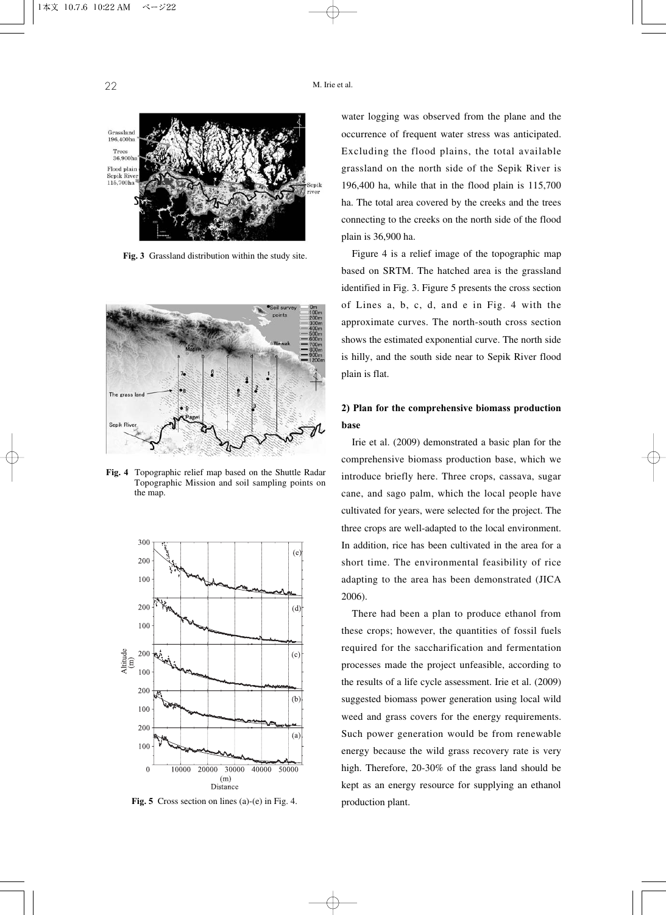Fig. 3 Grassland distribution within the study site.

Fig. 4 Topographic relief map based on the Shuttle Radar Topographic Mission and soil sampling points on the map.

Fig. 5 Cross section on lines (a)-(e) in Fig. 4.

water logging was observed from the plane and the occurrence of frequent water stress was anticipated. Excluding the flood plains, the total available grassland on the north side of the Sepik River is 196,400 ha, while that in the flood plain is 115,700 ha. The total area covered by the creeks and the trees connecting to the creeks on the north side of the flood plain is 36,900 ha.

Figure 4 is a relief image of the topographic map based on SRTM. The hatched area is the grassland identified in Fig. 3. Figure 5 presents the cross section of Lines a, b, c, d, and e in Fig. 4 with the approximate curves. The north-south cross section shows the estimated exponential curve. The north side is hilly, and the south side near to Sepik River flood plain is flat.

### 2) Plan for the comprehensive biomass production base

Irie et al. (2009) demonstrated a basic plan for the comprehensive biomass production base, which we introduce briefly here. Three crops, cassava, sugar cane, and sago palm, which the local people have cultivated for years, were selected for the project. The three crops are well-adapted to the local environment. In addition, rice has been cultivated in the area for a short time. The environmental feasibility of rice adapting to the area has been demonstrated (JICA 2006).

There had been a plan to produce ethanol from these crops; however, the quantities of fossil fuels required for the saccharification and fermentation processes made the project unfeasible, according to the results of a life cycle assessment. Irie et al. (2009) suggested biomass power generation using local wild weed and grass covers for the energy requirements. Such power generation would be from renewable energy because the wild grass recovery rate is very high. Therefore, 20-30% of the grass land should be kept as an energy resource for supplying an ethanol production plant.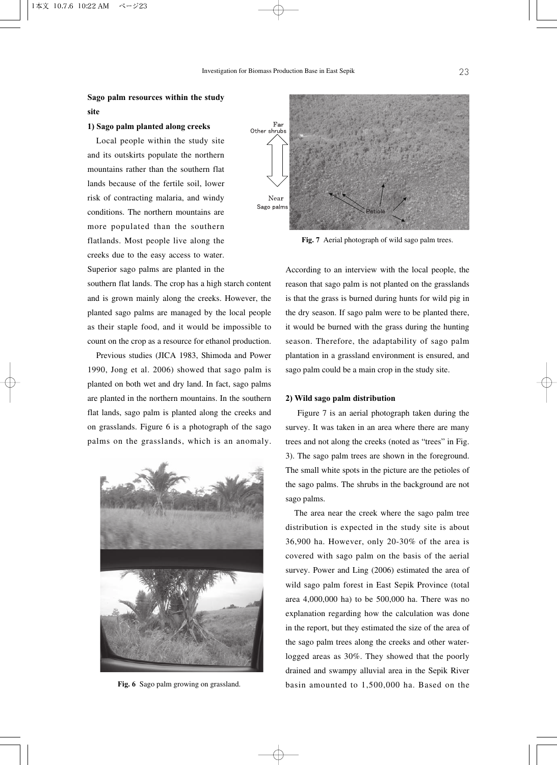## Sago palm resources within the study site

### 1) Sago palm planted along creeks

Local people within the study site and its outskirts populate the northern mountains rather than the southern flat lands because of the fertile soil, lower risk of contracting malaria, and windy conditions. The northern mountains are more populated than the southern flatlands. Most people live along the creeks due to the easy access to water. Superior sago palms are planted in the southern flat lands. The crop has a high starch content and is grown mainly along the creeks. However, the planted sago palms are managed by the local people as their staple food, and it would be impossible to count on the crop as a resource for ethanol production.

Previous studies (JICA 1983, Shimoda and Power 1990, Jong et al. 2006) showed that sago palm is planted on both wet and dry land. In fact, sago palms are planted in the northern mountains. In the southern flat lands, sago palm is planted along the creeks and on grasslands. Figure 6 is a photograph of the sago palms on the grasslands, which is an anomaly.

**Fig. 6** Sago palm growing on grassland.

**Fig. 7** Aerial photograph of wild sago palm trees.

According to an interview with the local people, the reason that sago palm is not planted on the grasslands is that the grass is burned during hunts for wild pig in the dry season. If sago palm were to be planted there, it would be burned with the grass during the hunting season. Therefore, the adaptability of sago palm plantation in a grassland environment is ensured, and sago palm could be a main crop in the study site.

### 2) Wild sago palm distribution

Figure 7 is an aerial photograph taken during the survey. It was taken in an area where there are many trees and not along the creeks (noted as "trees" in Fig. 3). The sago palm trees are shown in the foreground. The small white spots in the picture are the petioles of the sago palms. The shrubs in the background are not sago palms.

The area near the creek where the sago palm tree distribution is expected in the study site is about 36,900 ha. However, only 20-30% of the area is covered with sago palm on the basis of the aerial survey. Power and Ling (2006) estimated the area of wild sago palm forest in East Sepik Province (total area 4,000,000 ha) to be 500,000 ha. There was no explanation regarding how the calculation was done in the report, but they estimated the size of the area of the sago palm trees along the creeks and other water-logged areas as 30%. They showed that the poorly drained and swampy alluvial area in the Sepik River basin amounted to 1,500,000 ha. Based on the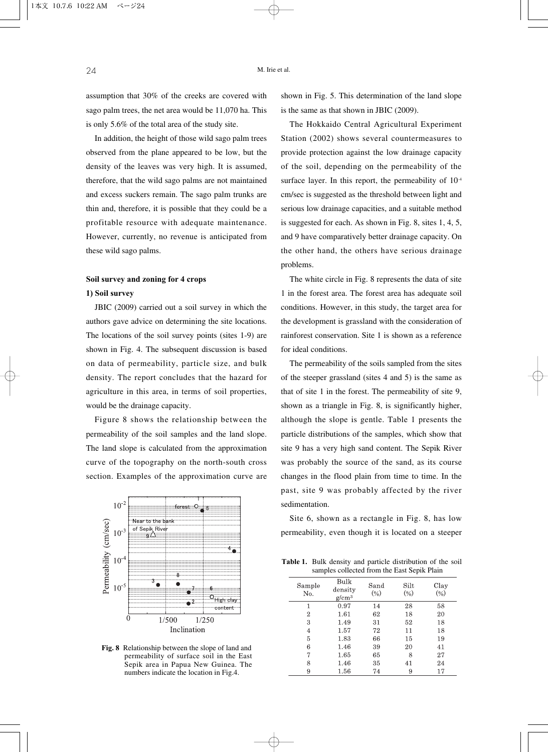assumption that 30% of the creeks are covered with sago palm trees, the net area would be 11,070 ha. This is only 5.6% of the total area of the study site.

In addition, the height of those wild sago palm trees observed from the plane appeared to be low, but the density of the leaves was very high. It is assumed, therefore, that the wild sago palms are not maintained and excess suckers remain. The sago palm trunks are thin and, therefore, it is possible that they could be a profitable resource with adequate maintenance. However, currently, no revenue is anticipated from these wild sago palms.

### Soil survey and zoning for 4 crops

#### 1) Soil survey

JBIC (2009) carried out a soil survey in which the authors gave advice on determining the site locations. The locations of the soil survey points (sites 1-9) are shown in Fig. 4. The subsequent discussion is based on data of permeability, particle size, and bulk density. The report concludes that the hazard for agriculture in this area, in terms of soil properties, would be the drainage capacity.

Figure 8 shows the relationship between the permeability of the soil samples and the land slope. The land slope is calculated from the approximation curve of the topography on the north-south cross section. Examples of the approximation curve are shown in Fig. 5. This determination of the land slope is the same as that shown in JBIC (2009).

**Fig. 8** Relationship between the slope of land and permeability of surface soil in the East Sepik area in Papua New Guinea. The numbers indicate the location in Fig.4.

The Hokkaido Central Agricultural Experiment Station (2002) shows several countermeasures to provide protection against the low drainage capacity of the soil, depending on the permeability of the surface layer. In this report, the permeability of $10^{-4}$ cm/sec is suggested as the threshold between light and serious low drainage capacities, and a suitable method is suggested for each. As shown in Fig. 8, sites 1, 4, 5, and 9 have comparatively better drainage capacity. On the other hand, the others have serious drainage problems.

The white circle in Fig. 8 represents the data of site 1 in the forest area. The forest area has adequate soil conditions. However, in this study, the target area for the development is grassland with the consideration of rainforest conservation. Site 1 is shown as a reference for ideal conditions.

The permeability of the soils sampled from the sites of the steeper grassland (sites 4 and 5) is the same as that of site 1 in the forest. The permeability of site 9, shown as a triangle in Fig. 8, is significantly higher, although the slope is gentle. Table 1 presents the particle distributions of the samples, which show that site 9 has a very high sand content. The Sepik River was probably the source of the sand, as its course changes in the flood plain from time to time. In the past, site 9 was probably affected by the river sedimentation.

Site 6, shown as a rectangle in Fig. 8, has low permeability, even though it is located on a steeper

**Table 1.** Bulk density and particle distribution of the soil samples collected from the East Sepik Plain

| Sample No. | Bulk density g/cm$^3$ | Sand (%) | Silt (%) | Clay (%) |
|---|---|---|---|---|
| 1 | 0.97 | 14 | 28 | 58 |
| 2 | 1.61 | 62 | 18 | 20 |
| 3 | 1.49 | 31 | 52 | 18 |
| 4 | 1.57 | 72 | 11 | 18 |
| 5 | 1.83 | 66 | 15 | 19 |
| 6 | 1.46 | 39 | 20 | 41 |
| 7 | 1.65 | 65 | 8 | 27 |
| 8 | 1.46 | 35 | 41 | 24 |
| 9 | 1.56 | 74 | 9 | 17 |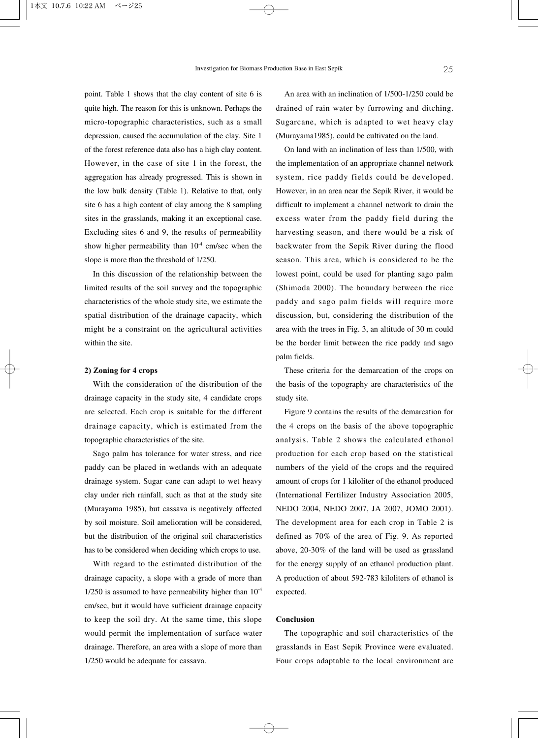point. Table 1 shows that the clay content of site 6 is quite high. The reason for this is unknown. Perhaps the micro-topographic characteristics, such as a small depression, caused the accumulation of the clay. Site 1 of the forest reference data also has a high clay content. However, in the case of site 1 in the forest, the aggregation has already progressed. This is shown in the low bulk density (Table 1). Relative to that, only site 6 has a high content of clay among the 8 sampling sites in the grasslands, making it an exceptional case. Excluding sites 6 and 9, the results of permeability show higher permeability than $10^{-4}$ cm/sec when the slope is more than the threshold of 1/250.

In this discussion of the relationship between the limited results of the soil survey and the topographic characteristics of the whole study site, we estimate the spatial distribution of the drainage capacity, which might be a constraint on the agricultural activities within the site.

#### 2) Zoning for 4 crops

With the consideration of the distribution of the drainage capacity in the study site, 4 candidate crops are selected. Each crop is suitable for the different drainage capacity, which is estimated from the topographic characteristics of the site.

Sago palm has tolerance for water stress, and rice paddy can be placed in wetlands with an adequate drainage system. Sugar cane can adapt to wet heavy clay under rich rainfall, such as that at the study site (Murayama 1985), but cassava is negatively affected by soil moisture. Soil amelioration will be considered, but the distribution of the original soil characteristics has to be considered when deciding which crops to use.

With regard to the estimated distribution of the drainage capacity, a slope with a grade of more than 1/250 is assumed to have permeability higher than $10^{-4}$ cm/sec, but it would have sufficient drainage capacity to keep the soil dry. At the same time, this slope would permit the implementation of surface water drainage. Therefore, an area with a slope of more than 1/250 would be adequate for cassava.

An area with an inclination of 1/500-1/250 could be drained of rain water by furrowing and ditching. Sugarcane, which is adapted to wet heavy clay (Murayama1985), could be cultivated on the land.

On land with an inclination of less than 1/500, with the implementation of an appropriate channel network system, rice paddy fields could be developed. However, in an area near the Sepik River, it would be difficult to implement a channel network to drain the excess water from the paddy field during the harvesting season, and there would be a risk of backwater from the Sepik River during the flood season. This area, which is considered to be the lowest point, could be used for planting sago palm (Shimoda 2000). The boundary between the rice paddy and sago palm fields will require more discussion, but, considering the distribution of the area with the trees in Fig. 3, an altitude of 30 m could be the border limit between the rice paddy and sago palm fields.

These criteria for the demarcation of the crops on the basis of the topography are characteristics of the study site.

Figure 9 contains the results of the demarcation for the 4 crops on the basis of the above topographic analysis. Table 2 shows the calculated ethanol production for each crop based on the statistical numbers of the yield of the crops and the required amount of crops for 1 kiloliter of the ethanol produced (International Fertilizer Industry Association 2005, NEDO 2004, NEDO 2007, JA 2007, JOMO 2001). The development area for each crop in Table 2 is defined as 70% of the area of Fig. 9. As reported above, 20-30% of the land will be used as grassland for the energy supply of an ethanol production plant. A production of about 592-783 kiloliters of ethanol is expected.

### Conclusion

The topographic and soil characteristics of the grasslands in East Sepik Province were evaluated. Four crops adaptable to the local environment are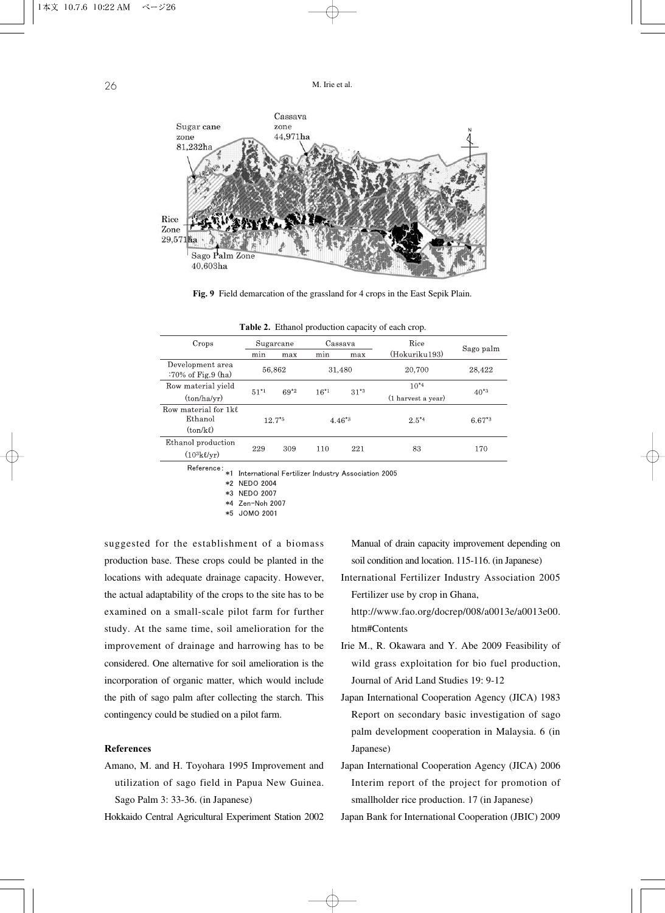**Fig. 9** Field demarcation of the grassland for 4 crops in the East Sepik Plain.

**Table 2.** Ethanol production capacity of each crop.

| Crops | Sugarcane | | Cassava | | Rice (Hokuriku193) | Sago palm |
|---|---|---|---|---|---|---|
| | min | max | min | max | | |
| Development area :70% of Fig.9 (ha) | 56,862 | | 31,480 | | 20,700 | 28,422 |
| Row material yield (ton/ha/yr) | 51[*1] | 69[*2] | 16[*1] | 31[*3] | 10[*4] (1 harvest a year) | 40[*3] |
| Row material for 1kℓ Ethanol (ton/kℓ) | 12.7[*5] | | 4.46[*3] | | 2.5[*4] | 6.67[*3] |
| Ethanol production ($10^3$kℓ/yr) | 229 | 309 | 110 | 221 | 83 | 170 |

Reference:
*1 International Fertilizer Industry Association 2005
*2 NEDO 2004
*3 NEDO 2007
*4 Zen-Noh 2007
*5 JOMO 2001

suggested for the establishment of a biomass production base. These crops could be planted in the locations with adequate drainage capacity. However, the actual adaptability of the crops to the site has to be examined on a small-scale pilot farm for further study. At the same time, soil amelioration for the improvement of drainage and harrowing has to be considered. One alternative for soil amelioration is the incorporation of organic matter, which would include the pith of sago palm after collecting the starch. This contingency could be studied on a pilot farm.

## References

Amano, M. and H. Toyohara 1995 Improvement and utilization of sago field in Papua New Guinea. Sago Palm 3: 33-36. (in Japanese)

Hokkaido Central Agricultural Experiment Station 2002 Manual of drain capacity improvement depending on soil condition and location. 115-116. (in Japanese)

International Fertilizer Industry Association 2005 Fertilizer use by crop in Ghana, http://www.fao.org/docrep/008/a0013e/a0013e00.htm#Contents

Irie M., R. Okawara and Y. Abe 2009 Feasibility of wild grass exploitation for bio fuel production, Journal of Arid Land Studies 19: 9-12

Japan International Cooperation Agency (JICA) 1983 Report on secondary basic investigation of sago palm development cooperation in Malaysia. 6 (in Japanese)

Japan International Cooperation Agency (JICA) 2006 Interim report of the project for promotion of smallholder rice production. 17 (in Japanese)

Japan Bank for International Cooperation (JBIC) 2009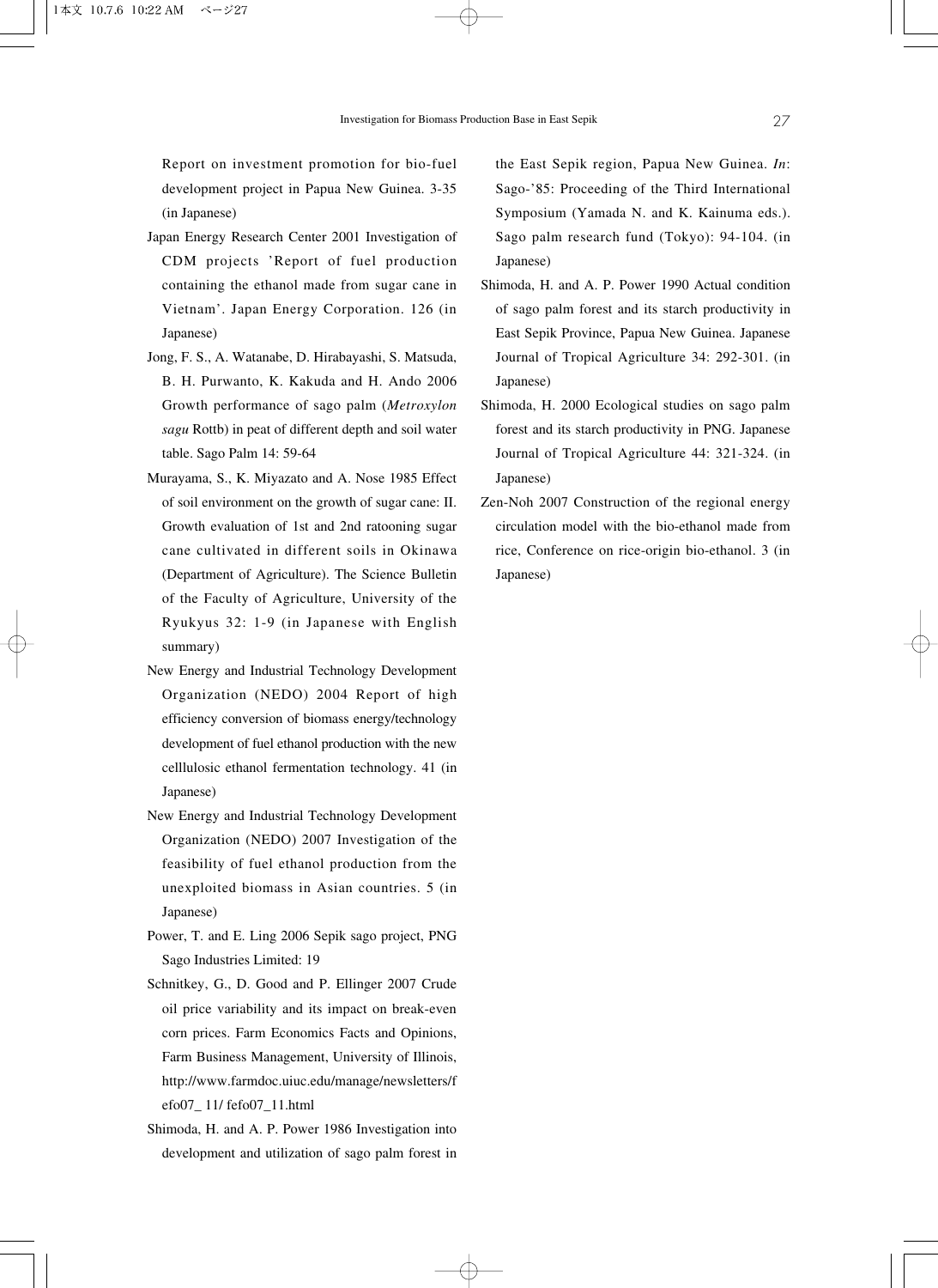Report on investment promotion for bio-fuel development project in Papua New Guinea. 3-35 (in Japanese)

Japan Energy Research Center 2001 Investigation of CDM projects 'Report of fuel production containing the ethanol made from sugar cane in Vietnam'. Japan Energy Corporation. 126 (in Japanese)

Jong, F. S., A. Watanabe, D. Hirabayashi, S. Matsuda, B. H. Purwanto, K. Kakuda and H. Ando 2006 Growth performance of sago palm (*Metroxylon sagu* Rottb) in peat of different depth and soil water table. Sago Palm 14: 59-64

Murayama, S., K. Miyazato and A. Nose 1985 Effect of soil environment on the growth of sugar cane: II. Growth evaluation of 1st and 2nd ratooning sugar cane cultivated in different soils in Okinawa (Department of Agriculture). The Science Bulletin of the Faculty of Agriculture, University of the Ryukyus 32: 1-9 (in Japanese with English summary)

New Energy and Industrial Technology Development Organization (NEDO) 2004 Report of high efficiency conversion of biomass energy/technology development of fuel ethanol production with the new celllulosic ethanol fermentation technology. 41 (in Japanese)

New Energy and Industrial Technology Development Organization (NEDO) 2007 Investigation of the feasibility of fuel ethanol production from the unexploited biomass in Asian countries. 5 (in Japanese)

Power, T. and E. Ling 2006 Sepik sago project, PNG Sago Industries Limited: 19

Schnitkey, G., D. Good and P. Ellinger 2007 Crude oil price variability and its impact on break-even corn prices. Farm Economics Facts and Opinions, Farm Business Management, University of Illinois, http://www.farmdoc.uiuc.edu/manage/newsletters/fefo07_ 11/ fefo07_11.html

Shimoda, H. and A. P. Power 1986 Investigation into development and utilization of sago palm forest in the East Sepik region, Papua New Guinea. *In*: Sago-'85: Proceeding of the Third International Symposium (Yamada N. and K. Kainuma eds.). Sago palm research fund (Tokyo): 94-104. (in Japanese)

Shimoda, H. and A. P. Power 1990 Actual condition of sago palm forest and its starch productivity in East Sepik Province, Papua New Guinea. Japanese Journal of Tropical Agriculture 34: 292-301. (in Japanese)

Shimoda, H. 2000 Ecological studies on sago palm forest and its starch productivity in PNG. Japanese Journal of Tropical Agriculture 44: 321-324. (in Japanese)

Zen-Noh 2007 Construction of the regional energy circulation model with the bio-ethanol made from rice, Conference on rice-origin bio-ethanol. 3 (in Japanese)